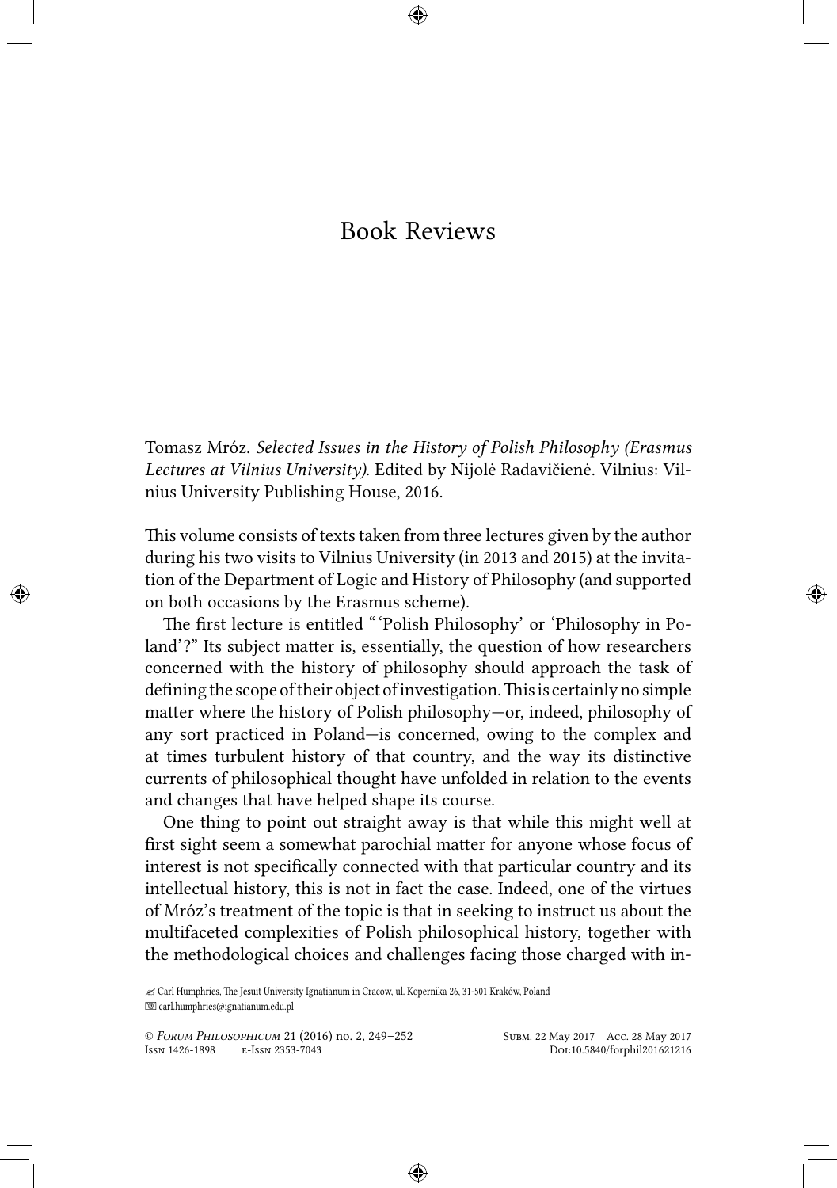# Book Reviews

Tomasz Mróz. *Selected Issues in the History of Polish Philosophy (Erasmus Lectures at Vilnius University)*. Edited by Nijolė Radavičienė. Vilnius: Vilnius University Publishing House, 2016.

This volume consists of texts taken from three lectures given by the author during his two visits to Vilnius University (in 2013 and 2015) at the invitation of the Department of Logic and History of Philosophy (and supported on both occasions by the Erasmus scheme).

The first lecture is entitled "'Polish Philosophy' or 'Philosophy in Poland'?" Its subject matter is, essentially, the question of how researchers concerned with the history of philosophy should approach the task of defining the scope of their object of investigation. This is certainly no simple matter where the history of Polish philosophy—or, indeed, philosophy of any sort practiced in Poland—is concerned, owing to the complex and at times turbulent history of that country, and the way its distinctive currents of philosophical thought have unfolded in relation to the events and changes that have helped shape its course.

One thing to point out straight away is that while this might well at first sight seem a somewhat parochial matter for anyone whose focus of interest is not specifically connected with that particular country and its intellectual history, this is not in fact the case. Indeed, one of the virtues of Mróz's treatment of the topic is that in seeking to instruct us about the multifaceted complexities of Polish philosophical history, together with the methodological choices and challenges facing those charged with in-

✍ Carl Humphries, The Jesuit University Ignatianum in Cracow, ul. Kopernika 26, 31-501 Kraków, Poland
carl.humphries@ignatianum.edu.pl

Subm. 22 May 2017 Acc. 28 May 2017
Doi:10.5840/forphil201621216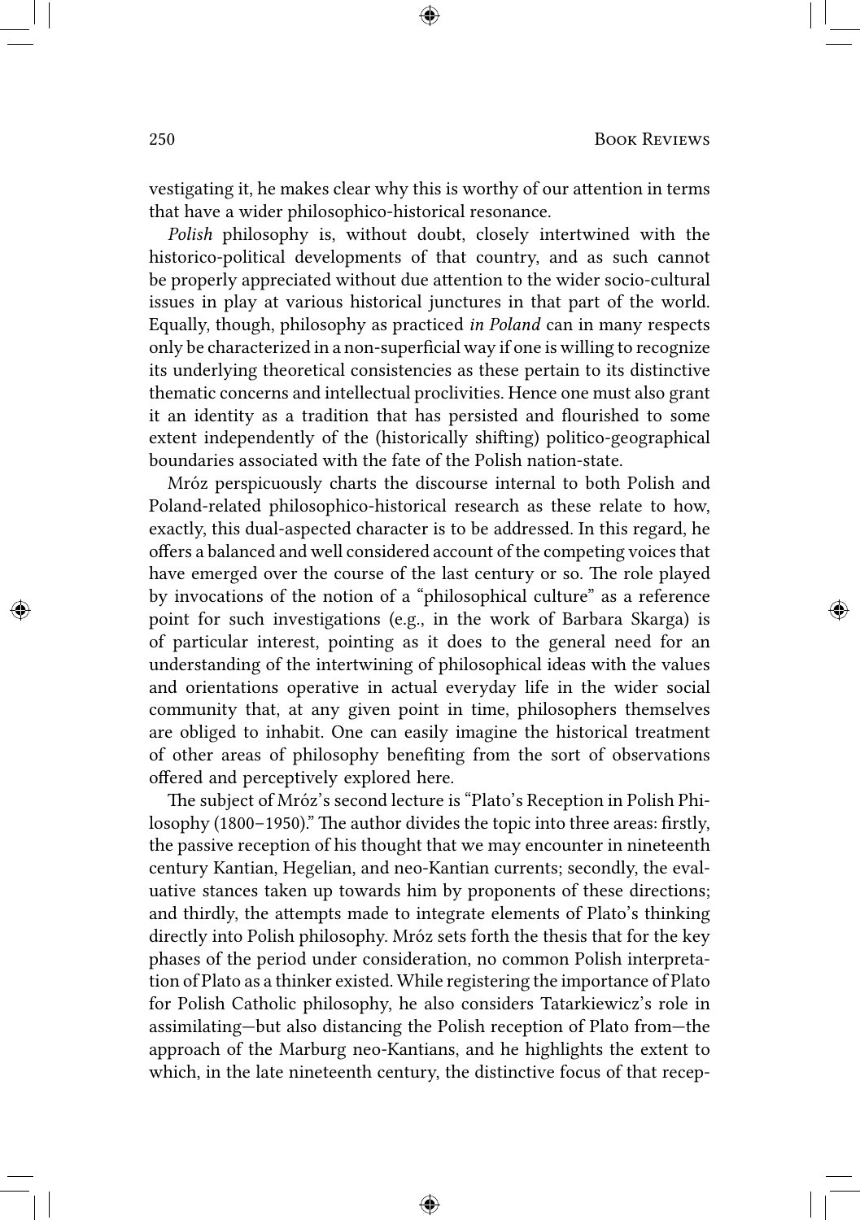vestigating it, he makes clear why this is worthy of our attention in terms that have a wider philosophico-historical resonance.

*Polish* philosophy is, without doubt, closely intertwined with the historico-political developments of that country, and as such cannot be properly appreciated without due attention to the wider socio-cultural issues in play at various historical junctures in that part of the world. Equally, though, philosophy as practiced *in Poland* can in many respects only be characterized in a non-superficial way if one is willing to recognize its underlying theoretical consistencies as these pertain to its distinctive thematic concerns and intellectual proclivities. Hence one must also grant it an identity as a tradition that has persisted and flourished to some extent independently of the (historically shifting) politico-geographical boundaries associated with the fate of the Polish nation-state.

Mróz perspicuously charts the discourse internal to both Polish and Poland-related philosophico-historical research as these relate to how, exactly, this dual-aspected character is to be addressed. In this regard, he offers a balanced and well considered account of the competing voices that have emerged over the course of the last century or so. The role played by invocations of the notion of a "philosophical culture" as a reference point for such investigations (e.g., in the work of Barbara Skarga) is of particular interest, pointing as it does to the general need for an understanding of the intertwining of philosophical ideas with the values and orientations operative in actual everyday life in the wider social community that, at any given point in time, philosophers themselves are obliged to inhabit. One can easily imagine the historical treatment of other areas of philosophy benefiting from the sort of observations offered and perceptively explored here.

The subject of Mróz's second lecture is "Plato's Reception in Polish Philosophy (1800–1950)." The author divides the topic into three areas: firstly, the passive reception of his thought that we may encounter in nineteenth century Kantian, Hegelian, and neo-Kantian currents; secondly, the evaluative stances taken up towards him by proponents of these directions; and thirdly, the attempts made to integrate elements of Plato's thinking directly into Polish philosophy. Mróz sets forth the thesis that for the key phases of the period under consideration, no common Polish interpretation of Plato as a thinker existed. While registering the importance of Plato for Polish Catholic philosophy, he also considers Tatarkiewicz's role in assimilating—but also distancing the Polish reception of Plato from—the approach of the Marburg neo-Kantians, and he highlights the extent to which, in the late nineteenth century, the distinctive focus of that recep-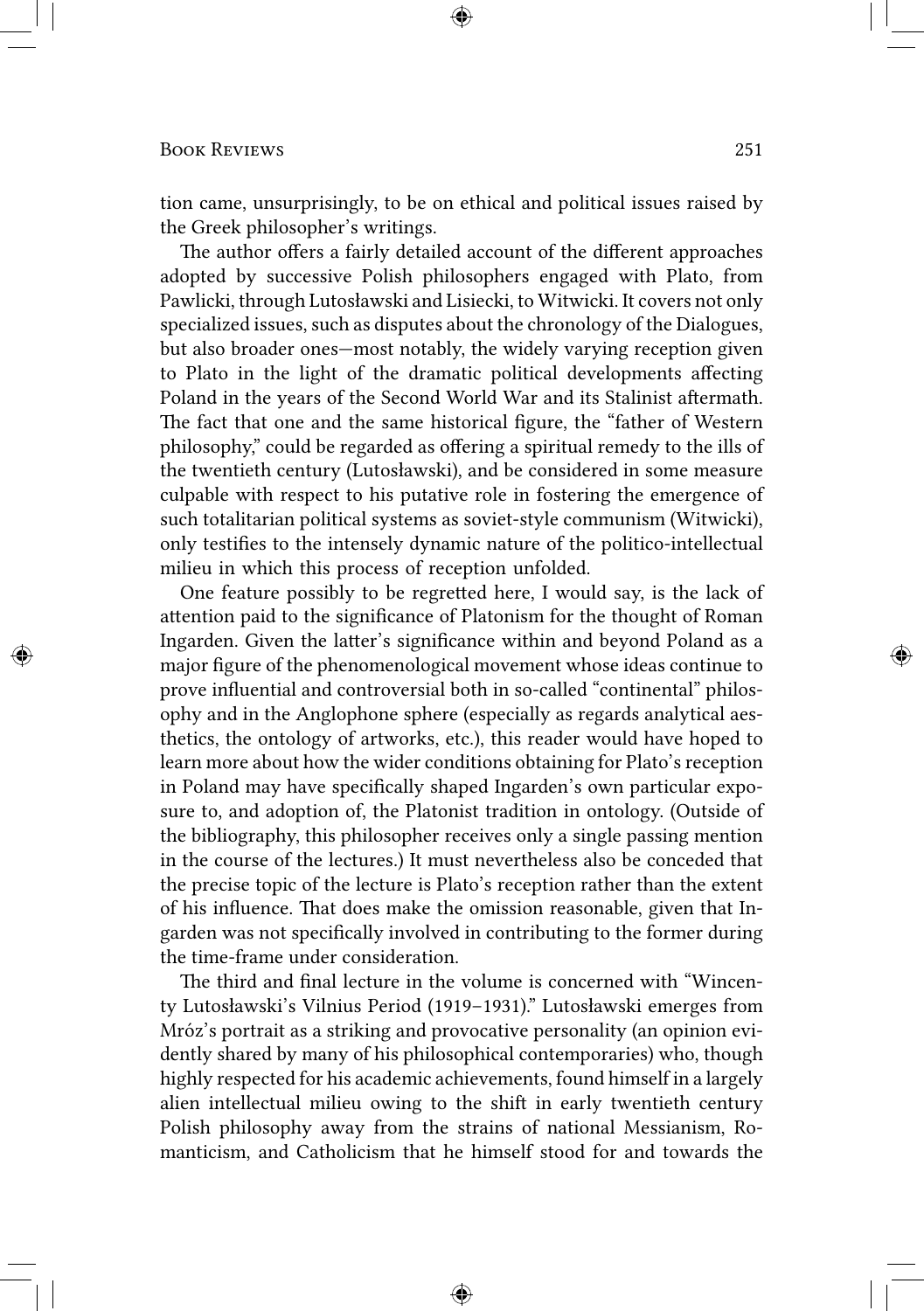tion came, unsurprisingly, to be on ethical and political issues raised by the Greek philosopher's writings.

The author offers a fairly detailed account of the different approaches adopted by successive Polish philosophers engaged with Plato, from Pawlicki, through Lutosławski and Lisiecki, to Witwicki. It covers not only specialized issues, such as disputes about the chronology of the Dialogues, but also broader ones—most notably, the widely varying reception given to Plato in the light of the dramatic political developments affecting Poland in the years of the Second World War and its Stalinist aftermath. The fact that one and the same historical figure, the "father of Western philosophy," could be regarded as offering a spiritual remedy to the ills of the twentieth century (Lutosławski), and be considered in some measure culpable with respect to his putative role in fostering the emergence of such totalitarian political systems as soviet-style communism (Witwicki), only testifies to the intensely dynamic nature of the politico-intellectual milieu in which this process of reception unfolded.

One feature possibly to be regretted here, I would say, is the lack of attention paid to the significance of Platonism for the thought of Roman Ingarden. Given the latter's significance within and beyond Poland as a major figure of the phenomenological movement whose ideas continue to prove influential and controversial both in so-called "continental" philosophy and in the Anglophone sphere (especially as regards analytical aesthetics, the ontology of artworks, etc.), this reader would have hoped to learn more about how the wider conditions obtaining for Plato's reception in Poland may have specifically shaped Ingarden's own particular exposure to, and adoption of, the Platonist tradition in ontology. (Outside of the bibliography, this philosopher receives only a single passing mention in the course of the lectures.) It must nevertheless also be conceded that the precise topic of the lecture is Plato's reception rather than the extent of his influence. That does make the omission reasonable, given that Ingarden was not specifically involved in contributing to the former during the time-frame under consideration.

The third and final lecture in the volume is concerned with "Wincenty Lutosławski's Vilnius Period (1919–1931)." Lutosławski emerges from Mróz's portrait as a striking and provocative personality (an opinion evidently shared by many of his philosophical contemporaries) who, though highly respected for his academic achievements, found himself in a largely alien intellectual milieu owing to the shift in early twentieth century Polish philosophy away from the strains of national Messianism, Romanticism, and Catholicism that he himself stood for and towards the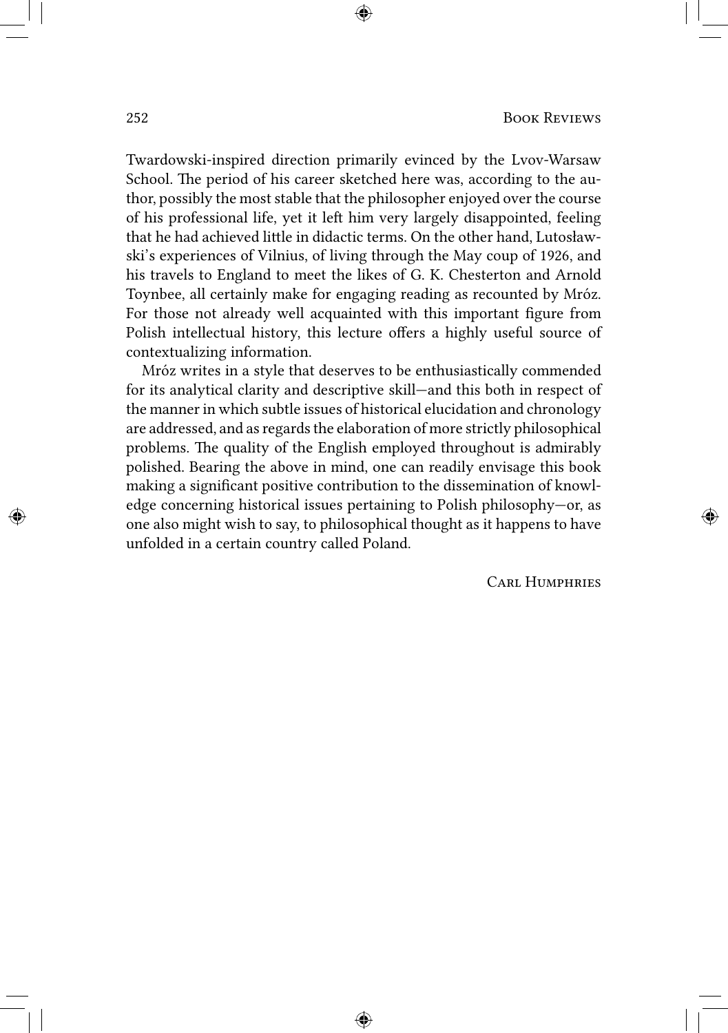Twardowski-inspired direction primarily evinced by the Lvov-Warsaw School. The period of his career sketched here was, according to the author, possibly the most stable that the philosopher enjoyed over the course of his professional life, yet it left him very largely disappointed, feeling that he had achieved little in didactic terms. On the other hand, Lutosławski's experiences of Vilnius, of living through the May coup of 1926, and his travels to England to meet the likes of G. K. Chesterton and Arnold Toynbee, all certainly make for engaging reading as recounted by Mróz. For those not already well acquainted with this important figure from Polish intellectual history, this lecture offers a highly useful source of contextualizing information.

Mróz writes in a style that deserves to be enthusiastically commended for its analytical clarity and descriptive skill—and this both in respect of the manner in which subtle issues of historical elucidation and chronology are addressed, and as regards the elaboration of more strictly philosophical problems. The quality of the English employed throughout is admirably polished. Bearing the above in mind, one can readily envisage this book making a significant positive contribution to the dissemination of knowledge concerning historical issues pertaining to Polish philosophy—or, as one also might wish to say, to philosophical thought as it happens to have unfolded in a certain country called Poland.

Carl Humphries